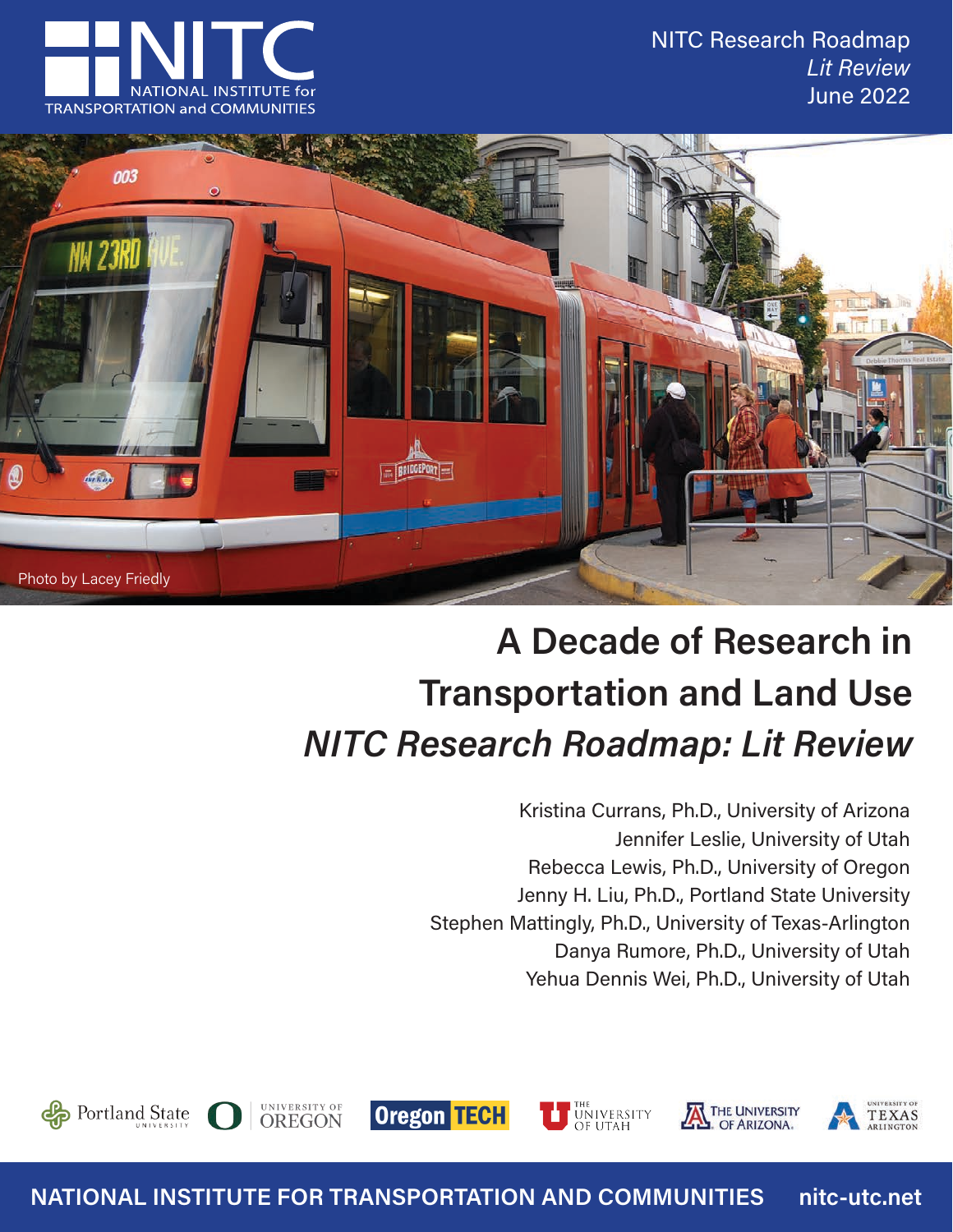NITC Research Roadmap
*Lit Review*
June 2022

Photo by Lacey Friedly

# A Decade of Research in Transportation and Land Use

## *NITC Research Roadmap: Lit Review*

Kristina Currans, Ph.D., University of Arizona
Jennifer Leslie, University of Utah
Rebecca Lewis, Ph.D., University of Oregon
Jenny H. Liu, Ph.D., Portland State University
Stephen Mattingly, Ph.D., University of Texas-Arlington
Danya Rumore, Ph.D., University of Utah
Yehua Dennis Wei, Ph.D., University of Utah

NATIONAL INSTITUTE FOR TRANSPORTATION AND COMMUNITIES nitc-utc.net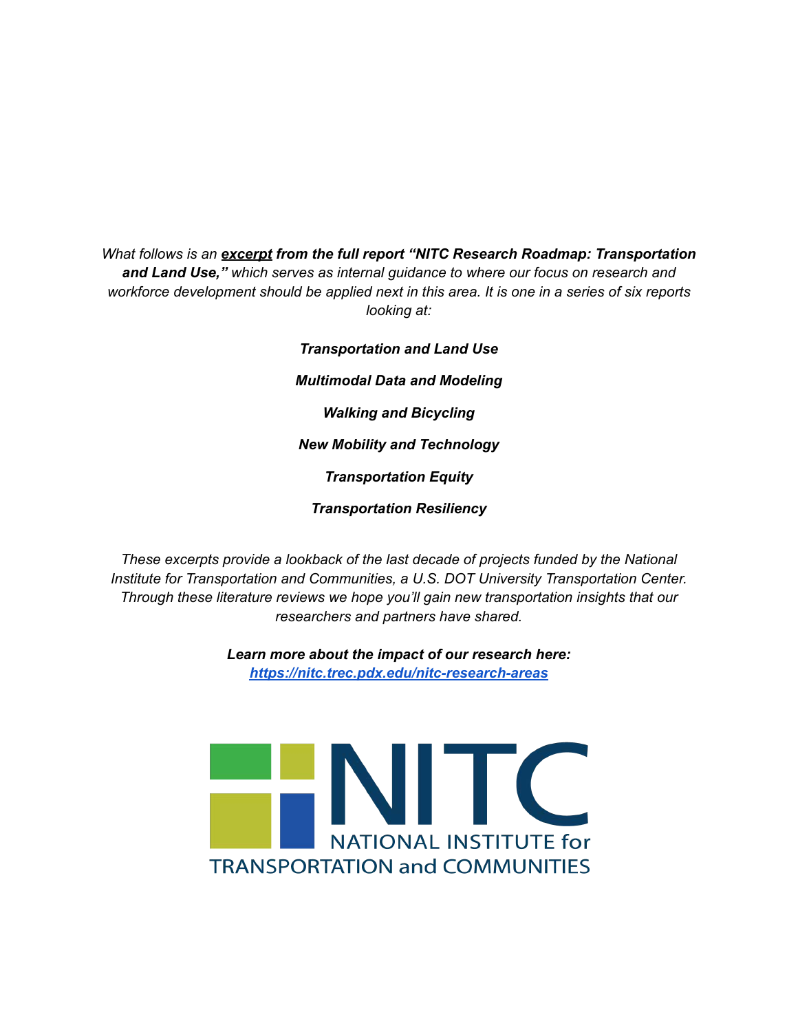*What follows is an **excerpt** **from the full report "NITC Research Roadmap: Transportation and Land Use,"** which serves as internal guidance to where our focus on research and workforce development should be applied next in this area. It is one in a series of six reports looking at:*

***Transportation and Land Use***

***Multimodal Data and Modeling***

***Walking and Bicycling***

***New Mobility and Technology***

***Transportation Equity***

***Transportation Resiliency***

*These excerpts provide a lookback of the last decade of projects funded by the National Institute for Transportation and Communities, a U.S. DOT University Transportation Center. Through these literature reviews we hope you'll gain new transportation insights that our researchers and partners have shared.*

***Learn more about the impact of our research here:***
***https://nitc.trec.pdx.edu/nitc-research-areas***

NITC
NATIONAL INSTITUTE for
TRANSPORTATION and COMMUNITIES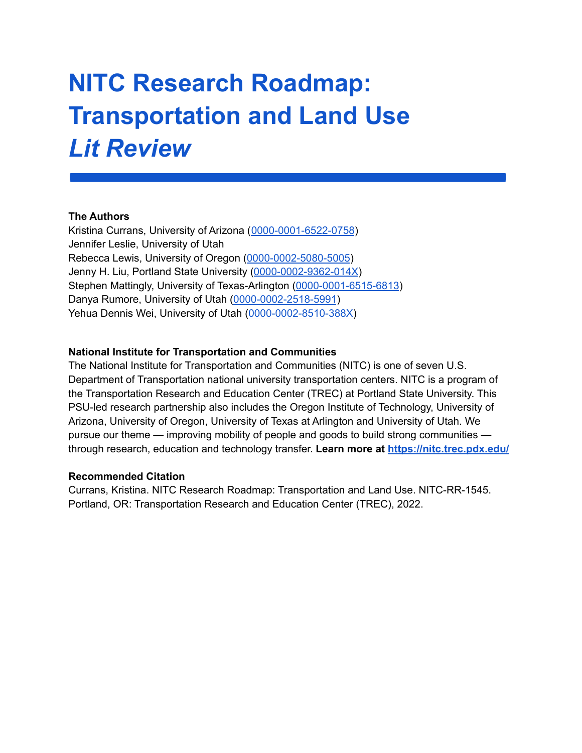# NITC Research Roadmap: Transportation and Land Use *Lit Review*

**The Authors**

Kristina Currans, University of Arizona ([0000-0001-6522-0758](0000-0001-6522-0758))
Jennifer Leslie, University of Utah
Rebecca Lewis, University of Oregon ([0000-0002-5080-5005](0000-0002-5080-5005))
Jenny H. Liu, Portland State University ([0000-0002-9362-014X](0000-0002-9362-014X))
Stephen Mattingly, University of Texas-Arlington ([0000-0001-6515-6813](0000-0001-6515-6813))
Danya Rumore, University of Utah ([0000-0002-2518-5991](0000-0002-2518-5991))
Yehua Dennis Wei, University of Utah ([0000-0002-8510-388X](0000-0002-8510-388X))

**National Institute for Transportation and Communities**

The National Institute for Transportation and Communities (NITC) is one of seven U.S. Department of Transportation national university transportation centers. NITC is a program of the Transportation Research and Education Center (TREC) at Portland State University. This PSU-led research partnership also includes the Oregon Institute of Technology, University of Arizona, University of Oregon, University of Texas at Arlington and University of Utah. We pursue our theme — improving mobility of people and goods to build strong communities — through research, education and technology transfer. **Learn more at [https://nitc.trec.pdx.edu/](https://nitc.trec.pdx.edu/)**

**Recommended Citation**

Currans, Kristina. NITC Research Roadmap: Transportation and Land Use. NITC-RR-1545. Portland, OR: Transportation Research and Education Center (TREC), 2022.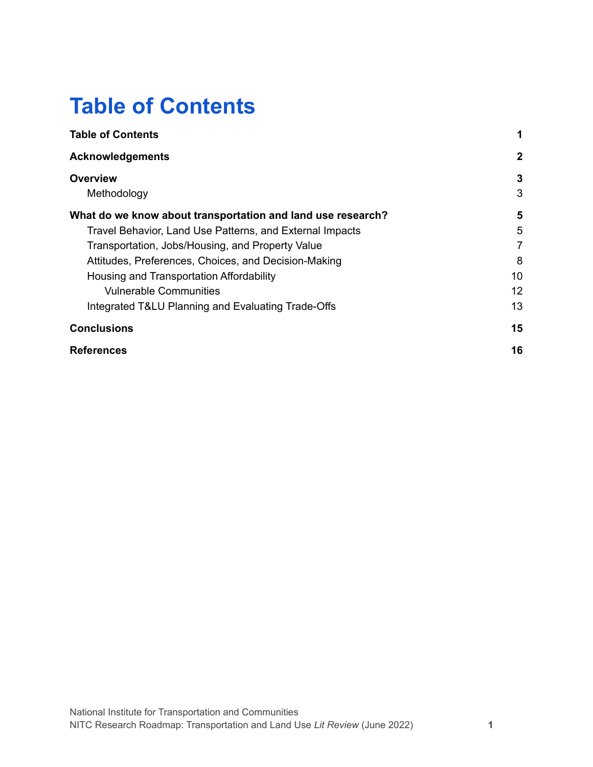# Table of Contents

| | |
|---|---|
| **Table of Contents** | **1** |
| **Acknowledgements** | **2** |
| **Overview** | **3** |
| Methodology | 3 |
| **What do we know about transportation and land use research?** | **5** |
| Travel Behavior, Land Use Patterns, and External Impacts | 5 |
| Transportation, Jobs/Housing, and Property Value | 7 |
| Attitudes, Preferences, Choices, and Decision-Making | 8 |
| Housing and Transportation Affordability | 10 |
| Vulnerable Communities | 12 |
| Integrated T&LU Planning and Evaluating Trade-Offs | 13 |
| **Conclusions** | **15** |
| **References** | **16** |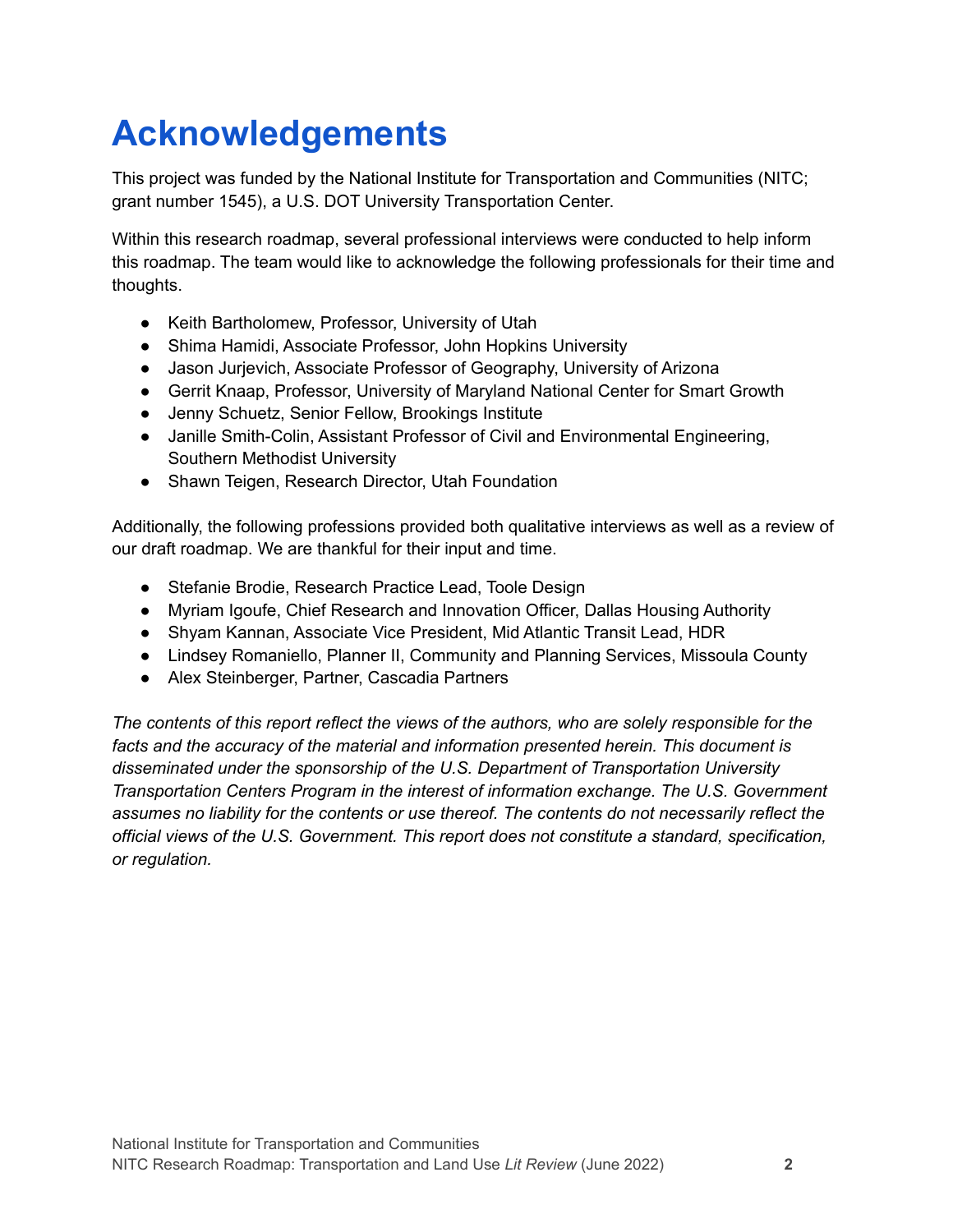# Acknowledgements

This project was funded by the National Institute for Transportation and Communities (NITC; grant number 1545), a U.S. DOT University Transportation Center.

Within this research roadmap, several professional interviews were conducted to help inform this roadmap. The team would like to acknowledge the following professionals for their time and thoughts.

- Keith Bartholomew, Professor, University of Utah
- Shima Hamidi, Associate Professor, John Hopkins University
- Jason Jurjevich, Associate Professor of Geography, University of Arizona
- Gerrit Knaap, Professor, University of Maryland National Center for Smart Growth
- Jenny Schuetz, Senior Fellow, Brookings Institute
- Janille Smith-Colin, Assistant Professor of Civil and Environmental Engineering, Southern Methodist University
- Shawn Teigen, Research Director, Utah Foundation

Additionally, the following professions provided both qualitative interviews as well as a review of our draft roadmap. We are thankful for their input and time.

- Stefanie Brodie, Research Practice Lead, Toole Design
- Myriam Igoufe, Chief Research and Innovation Officer, Dallas Housing Authority
- Shyam Kannan, Associate Vice President, Mid Atlantic Transit Lead, HDR
- Lindsey Romaniello, Planner II, Community and Planning Services, Missoula County
- Alex Steinberger, Partner, Cascadia Partners

*The contents of this report reflect the views of the authors, who are solely responsible for the facts and the accuracy of the material and information presented herein. This document is disseminated under the sponsorship of the U.S. Department of Transportation University Transportation Centers Program in the interest of information exchange. The U.S. Government assumes no liability for the contents or use thereof. The contents do not necessarily reflect the official views of the U.S. Government. This report does not constitute a standard, specification, or regulation.*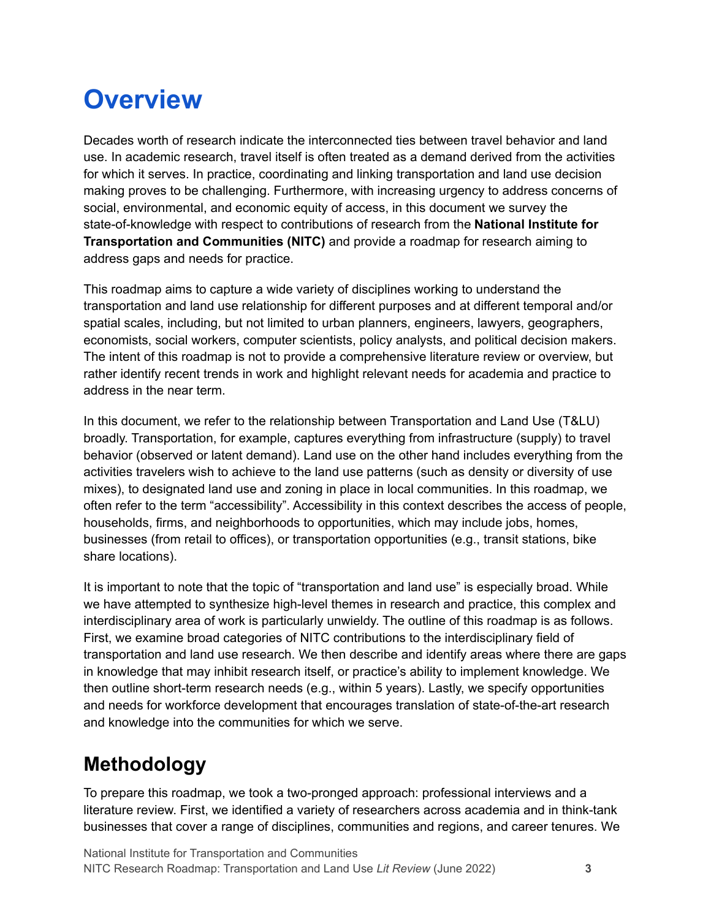# Overview

Decades worth of research indicate the interconnected ties between travel behavior and land use. In academic research, travel itself is often treated as a demand derived from the activities for which it serves. In practice, coordinating and linking transportation and land use decision making proves to be challenging. Furthermore, with increasing urgency to address concerns of social, environmental, and economic equity of access, in this document we survey the state-of-knowledge with respect to contributions of research from the **National Institute for Transportation and Communities (NITC)** and provide a roadmap for research aiming to address gaps and needs for practice.

This roadmap aims to capture a wide variety of disciplines working to understand the transportation and land use relationship for different purposes and at different temporal and/or spatial scales, including, but not limited to urban planners, engineers, lawyers, geographers, economists, social workers, computer scientists, policy analysts, and political decision makers. The intent of this roadmap is not to provide a comprehensive literature review or overview, but rather identify recent trends in work and highlight relevant needs for academia and practice to address in the near term.

In this document, we refer to the relationship between Transportation and Land Use (T&LU) broadly. Transportation, for example, captures everything from infrastructure (supply) to travel behavior (observed or latent demand). Land use on the other hand includes everything from the activities travelers wish to achieve to the land use patterns (such as density or diversity of use mixes), to designated land use and zoning in place in local communities. In this roadmap, we often refer to the term "accessibility". Accessibility in this context describes the access of people, households, firms, and neighborhoods to opportunities, which may include jobs, homes, businesses (from retail to offices), or transportation opportunities (e.g., transit stations, bike share locations).

It is important to note that the topic of "transportation and land use" is especially broad. While we have attempted to synthesize high-level themes in research and practice, this complex and interdisciplinary area of work is particularly unwieldy. The outline of this roadmap is as follows. First, we examine broad categories of NITC contributions to the interdisciplinary field of transportation and land use research. We then describe and identify areas where there are gaps in knowledge that may inhibit research itself, or practice's ability to implement knowledge. We then outline short-term research needs (e.g., within 5 years). Lastly, we specify opportunities and needs for workforce development that encourages translation of state-of-the-art research and knowledge into the communities for which we serve.

## Methodology

To prepare this roadmap, we took a two-pronged approach: professional interviews and a literature review. First, we identified a variety of researchers across academia and in think-tank businesses that cover a range of disciplines, communities and regions, and career tenures. We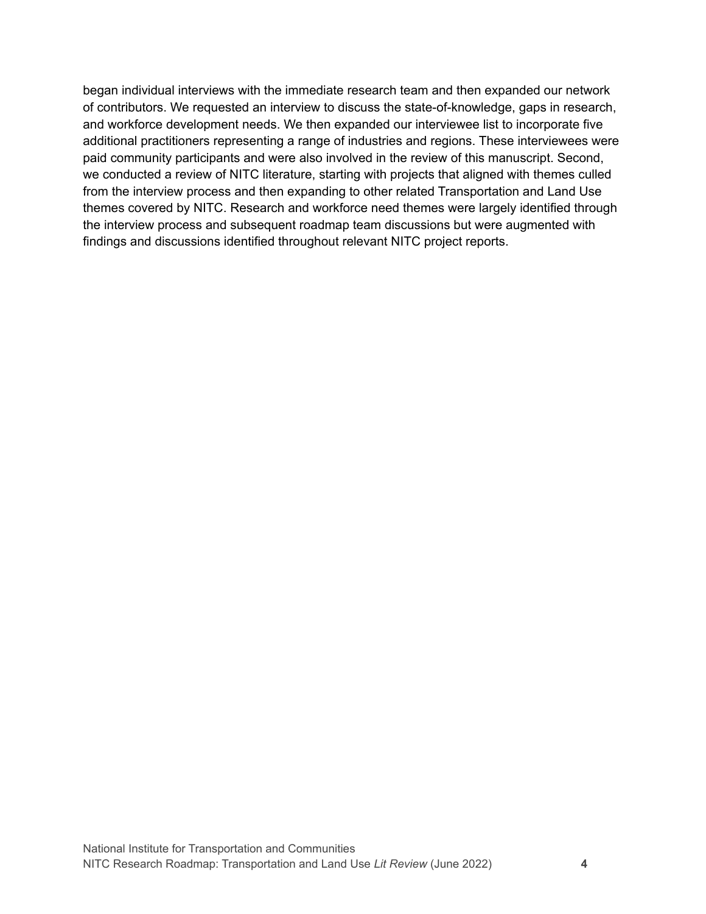began individual interviews with the immediate research team and then expanded our network of contributors. We requested an interview to discuss the state-of-knowledge, gaps in research, and workforce development needs. We then expanded our interviewee list to incorporate five additional practitioners representing a range of industries and regions. These interviewees were paid community participants and were also involved in the review of this manuscript. Second, we conducted a review of NITC literature, starting with projects that aligned with themes culled from the interview process and then expanding to other related Transportation and Land Use themes covered by NITC. Research and workforce need themes were largely identified through the interview process and subsequent roadmap team discussions but were augmented with findings and discussions identified throughout relevant NITC project reports.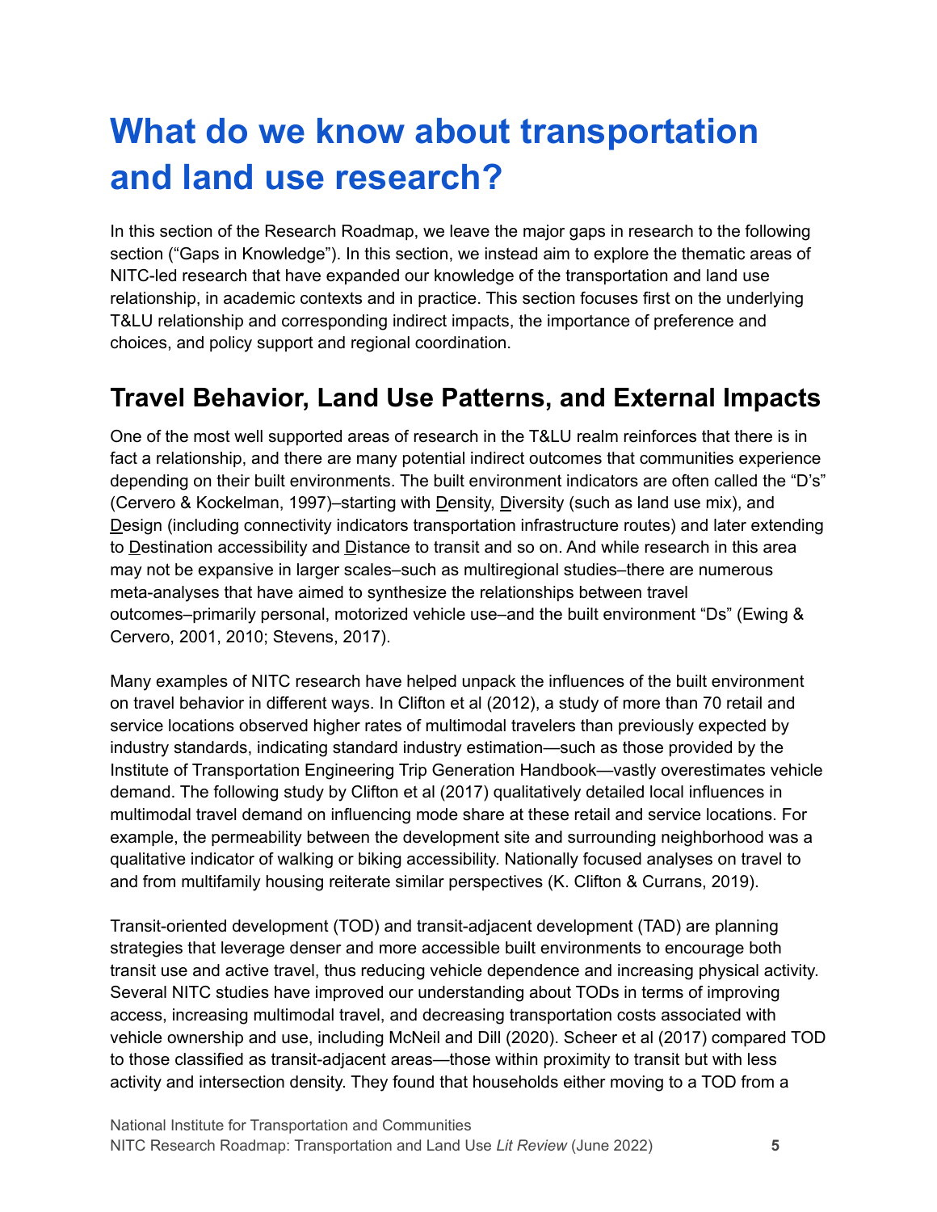# What do we know about transportation and land use research?

In this section of the Research Roadmap, we leave the major gaps in research to the following section ("Gaps in Knowledge"). In this section, we instead aim to explore the thematic areas of NITC-led research that have expanded our knowledge of the transportation and land use relationship, in academic contexts and in practice. This section focuses first on the underlying T&LU relationship and corresponding indirect impacts, the importance of preference and choices, and policy support and regional coordination.

## Travel Behavior, Land Use Patterns, and External Impacts

One of the most well supported areas of research in the T&LU realm reinforces that there is in fact a relationship, and there are many potential indirect outcomes that communities experience depending on their built environments. The built environment indicators are often called the "D's" (Cervero & Kockelman, 1997)–starting with Density, Diversity (such as land use mix), and Design (including connectivity indicators transportation infrastructure routes) and later extending to Destination accessibility and Distance to transit and so on. And while research in this area may not be expansive in larger scales–such as multiregional studies–there are numerous meta-analyses that have aimed to synthesize the relationships between travel outcomes–primarily personal, motorized vehicle use–and the built environment "Ds" (Ewing & Cervero, 2001, 2010; Stevens, 2017).

Many examples of NITC research have helped unpack the influences of the built environment on travel behavior in different ways. In Clifton et al (2012), a study of more than 70 retail and service locations observed higher rates of multimodal travelers than previously expected by industry standards, indicating standard industry estimation—such as those provided by the Institute of Transportation Engineering Trip Generation Handbook—vastly overestimates vehicle demand. The following study by Clifton et al (2017) qualitatively detailed local influences in multimodal travel demand on influencing mode share at these retail and service locations. For example, the permeability between the development site and surrounding neighborhood was a qualitative indicator of walking or biking accessibility. Nationally focused analyses on travel to and from multifamily housing reiterate similar perspectives (K. Clifton & Currans, 2019).

Transit-oriented development (TOD) and transit-adjacent development (TAD) are planning strategies that leverage denser and more accessible built environments to encourage both transit use and active travel, thus reducing vehicle dependence and increasing physical activity. Several NITC studies have improved our understanding about TODs in terms of improving access, increasing multimodal travel, and decreasing transportation costs associated with vehicle ownership and use, including McNeil and Dill (2020). Scheer et al (2017) compared TOD to those classified as transit-adjacent areas—those within proximity to transit but with less activity and intersection density. They found that households either moving to a TOD from a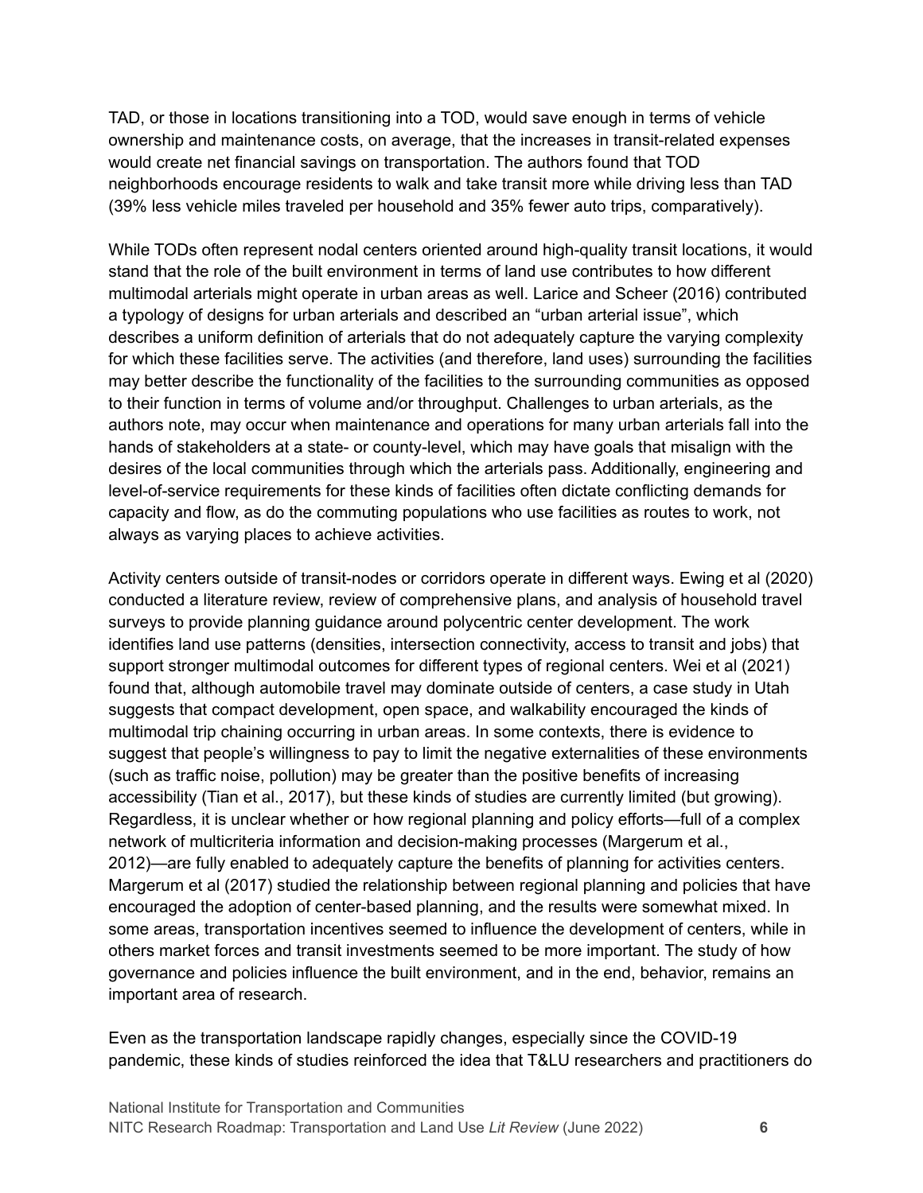TAD, or those in locations transitioning into a TOD, would save enough in terms of vehicle ownership and maintenance costs, on average, that the increases in transit-related expenses would create net financial savings on transportation. The authors found that TOD neighborhoods encourage residents to walk and take transit more while driving less than TAD (39% less vehicle miles traveled per household and 35% fewer auto trips, comparatively).

While TODs often represent nodal centers oriented around high-quality transit locations, it would stand that the role of the built environment in terms of land use contributes to how different multimodal arterials might operate in urban areas as well. Larice and Scheer (2016) contributed a typology of designs for urban arterials and described an "urban arterial issue", which describes a uniform definition of arterials that do not adequately capture the varying complexity for which these facilities serve. The activities (and therefore, land uses) surrounding the facilities may better describe the functionality of the facilities to the surrounding communities as opposed to their function in terms of volume and/or throughput. Challenges to urban arterials, as the authors note, may occur when maintenance and operations for many urban arterials fall into the hands of stakeholders at a state- or county-level, which may have goals that misalign with the desires of the local communities through which the arterials pass. Additionally, engineering and level-of-service requirements for these kinds of facilities often dictate conflicting demands for capacity and flow, as do the commuting populations who use facilities as routes to work, not always as varying places to achieve activities.

Activity centers outside of transit-nodes or corridors operate in different ways. Ewing et al (2020) conducted a literature review, review of comprehensive plans, and analysis of household travel surveys to provide planning guidance around polycentric center development. The work identifies land use patterns (densities, intersection connectivity, access to transit and jobs) that support stronger multimodal outcomes for different types of regional centers. Wei et al (2021) found that, although automobile travel may dominate outside of centers, a case study in Utah suggests that compact development, open space, and walkability encouraged the kinds of multimodal trip chaining occurring in urban areas. In some contexts, there is evidence to suggest that people's willingness to pay to limit the negative externalities of these environments (such as traffic noise, pollution) may be greater than the positive benefits of increasing accessibility (Tian et al., 2017), but these kinds of studies are currently limited (but growing). Regardless, it is unclear whether or how regional planning and policy efforts—full of a complex network of multicriteria information and decision-making processes (Margerum et al., 2012)—are fully enabled to adequately capture the benefits of planning for activities centers. Margerum et al (2017) studied the relationship between regional planning and policies that have encouraged the adoption of center-based planning, and the results were somewhat mixed. In some areas, transportation incentives seemed to influence the development of centers, while in others market forces and transit investments seemed to be more important. The study of how governance and policies influence the built environment, and in the end, behavior, remains an important area of research.

Even as the transportation landscape rapidly changes, especially since the COVID-19 pandemic, these kinds of studies reinforced the idea that T&LU researchers and practitioners do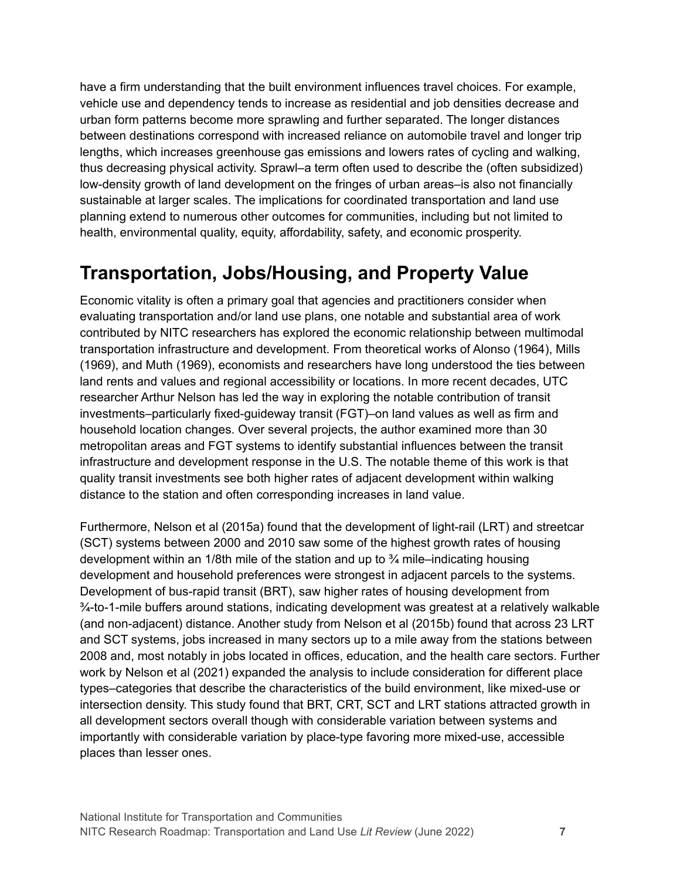have a firm understanding that the built environment influences travel choices. For example, vehicle use and dependency tends to increase as residential and job densities decrease and urban form patterns become more sprawling and further separated. The longer distances between destinations correspond with increased reliance on automobile travel and longer trip lengths, which increases greenhouse gas emissions and lowers rates of cycling and walking, thus decreasing physical activity. Sprawl–a term often used to describe the (often subsidized) low-density growth of land development on the fringes of urban areas–is also not financially sustainable at larger scales. The implications for coordinated transportation and land use planning extend to numerous other outcomes for communities, including but not limited to health, environmental quality, equity, affordability, safety, and economic prosperity.

## Transportation, Jobs/Housing, and Property Value

Economic vitality is often a primary goal that agencies and practitioners consider when evaluating transportation and/or land use plans, one notable and substantial area of work contributed by NITC researchers has explored the economic relationship between multimodal transportation infrastructure and development. From theoretical works of Alonso (1964), Mills (1969), and Muth (1969), economists and researchers have long understood the ties between land rents and values and regional accessibility or locations. In more recent decades, UTC researcher Arthur Nelson has led the way in exploring the notable contribution of transit investments–particularly fixed-guideway transit (FGT)–on land values as well as firm and household location changes. Over several projects, the author examined more than 30 metropolitan areas and FGT systems to identify substantial influences between the transit infrastructure and development response in the U.S. The notable theme of this work is that quality transit investments see both higher rates of adjacent development within walking distance to the station and often corresponding increases in land value.

Furthermore, Nelson et al (2015a) found that the development of light-rail (LRT) and streetcar (SCT) systems between 2000 and 2010 saw some of the highest growth rates of housing development within an 1/8th mile of the station and up to ¾ mile–indicating housing development and household preferences were strongest in adjacent parcels to the systems. Development of bus-rapid transit (BRT), saw higher rates of housing development from ¾-to-1-mile buffers around stations, indicating development was greatest at a relatively walkable (and non-adjacent) distance. Another study from Nelson et al (2015b) found that across 23 LRT and SCT systems, jobs increased in many sectors up to a mile away from the stations between 2008 and, most notably in jobs located in offices, education, and the health care sectors. Further work by Nelson et al (2021) expanded the analysis to include consideration for different place types–categories that describe the characteristics of the build environment, like mixed-use or intersection density. This study found that BRT, CRT, SCT and LRT stations attracted growth in all development sectors overall though with considerable variation between systems and importantly with considerable variation by place-type favoring more mixed-use, accessible places than lesser ones.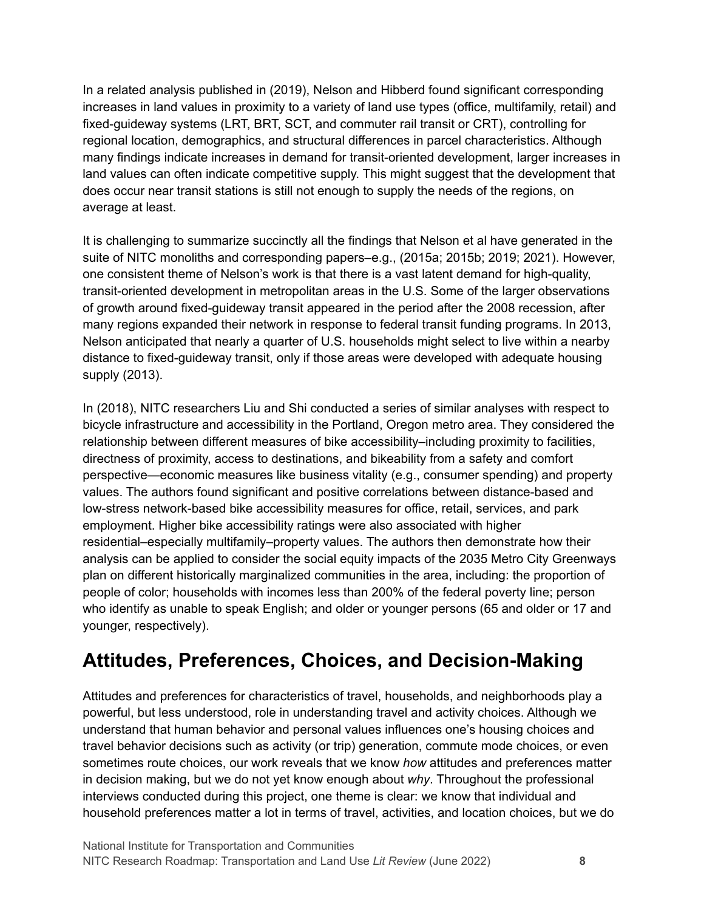In a related analysis published in (2019), Nelson and Hibberd found significant corresponding increases in land values in proximity to a variety of land use types (office, multifamily, retail) and fixed-guideway systems (LRT, BRT, SCT, and commuter rail transit or CRT), controlling for regional location, demographics, and structural differences in parcel characteristics. Although many findings indicate increases in demand for transit-oriented development, larger increases in land values can often indicate competitive supply. This might suggest that the development that does occur near transit stations is still not enough to supply the needs of the regions, on average at least.

It is challenging to summarize succinctly all the findings that Nelson et al have generated in the suite of NITC monoliths and corresponding papers–e.g., (2015a; 2015b; 2019; 2021). However, one consistent theme of Nelson's work is that there is a vast latent demand for high-quality, transit-oriented development in metropolitan areas in the U.S. Some of the larger observations of growth around fixed-guideway transit appeared in the period after the 2008 recession, after many regions expanded their network in response to federal transit funding programs. In 2013, Nelson anticipated that nearly a quarter of U.S. households might select to live within a nearby distance to fixed-guideway transit, only if those areas were developed with adequate housing supply (2013).

In (2018), NITC researchers Liu and Shi conducted a series of similar analyses with respect to bicycle infrastructure and accessibility in the Portland, Oregon metro area. They considered the relationship between different measures of bike accessibility–including proximity to facilities, directness of proximity, access to destinations, and bikeability from a safety and comfort perspective—economic measures like business vitality (e.g., consumer spending) and property values. The authors found significant and positive correlations between distance-based and low-stress network-based bike accessibility measures for office, retail, services, and park employment. Higher bike accessibility ratings were also associated with higher residential–especially multifamily–property values. The authors then demonstrate how their analysis can be applied to consider the social equity impacts of the 2035 Metro City Greenways plan on different historically marginalized communities in the area, including: the proportion of people of color; households with incomes less than 200% of the federal poverty line; person who identify as unable to speak English; and older or younger persons (65 and older or 17 and younger, respectively).

## Attitudes, Preferences, Choices, and Decision-Making

Attitudes and preferences for characteristics of travel, households, and neighborhoods play a powerful, but less understood, role in understanding travel and activity choices. Although we understand that human behavior and personal values influences one's housing choices and travel behavior decisions such as activity (or trip) generation, commute mode choices, or even sometimes route choices, our work reveals that we know *how* attitudes and preferences matter in decision making, but we do not yet know enough about *why*. Throughout the professional interviews conducted during this project, one theme is clear: we know that individual and household preferences matter a lot in terms of travel, activities, and location choices, but we do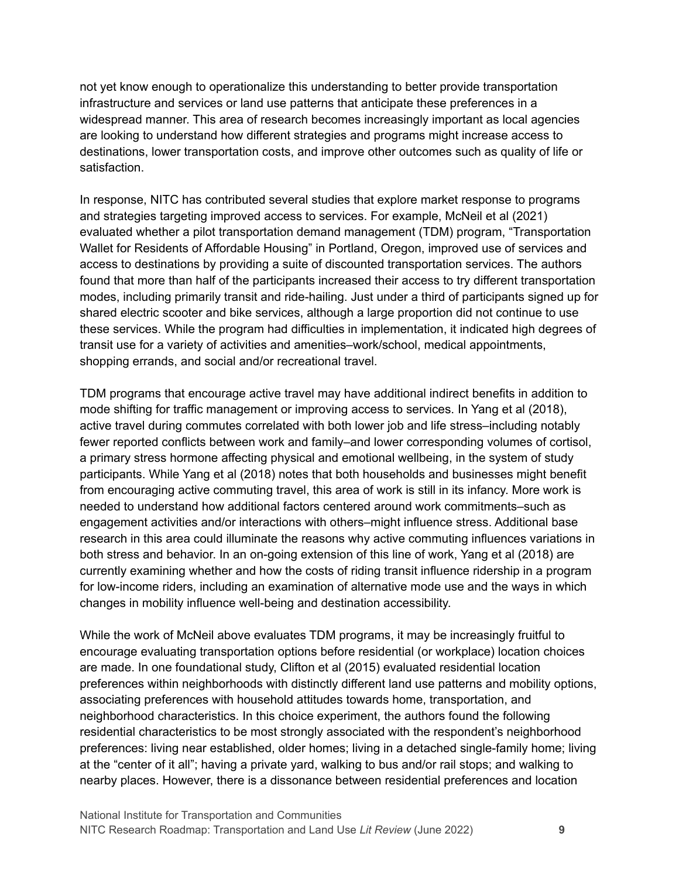not yet know enough to operationalize this understanding to better provide transportation infrastructure and services or land use patterns that anticipate these preferences in a widespread manner. This area of research becomes increasingly important as local agencies are looking to understand how different strategies and programs might increase access to destinations, lower transportation costs, and improve other outcomes such as quality of life or satisfaction.

In response, NITC has contributed several studies that explore market response to programs and strategies targeting improved access to services. For example, McNeil et al (2021) evaluated whether a pilot transportation demand management (TDM) program, "Transportation Wallet for Residents of Affordable Housing" in Portland, Oregon, improved use of services and access to destinations by providing a suite of discounted transportation services. The authors found that more than half of the participants increased their access to try different transportation modes, including primarily transit and ride-hailing. Just under a third of participants signed up for shared electric scooter and bike services, although a large proportion did not continue to use these services. While the program had difficulties in implementation, it indicated high degrees of transit use for a variety of activities and amenities–work/school, medical appointments, shopping errands, and social and/or recreational travel.

TDM programs that encourage active travel may have additional indirect benefits in addition to mode shifting for traffic management or improving access to services. In Yang et al (2018), active travel during commutes correlated with both lower job and life stress–including notably fewer reported conflicts between work and family–and lower corresponding volumes of cortisol, a primary stress hormone affecting physical and emotional wellbeing, in the system of study participants. While Yang et al (2018) notes that both households and businesses might benefit from encouraging active commuting travel, this area of work is still in its infancy. More work is needed to understand how additional factors centered around work commitments–such as engagement activities and/or interactions with others–might influence stress. Additional base research in this area could illuminate the reasons why active commuting influences variations in both stress and behavior. In an on-going extension of this line of work, Yang et al (2018) are currently examining whether and how the costs of riding transit influence ridership in a program for low-income riders, including an examination of alternative mode use and the ways in which changes in mobility influence well-being and destination accessibility.

While the work of McNeil above evaluates TDM programs, it may be increasingly fruitful to encourage evaluating transportation options before residential (or workplace) location choices are made. In one foundational study, Clifton et al (2015) evaluated residential location preferences within neighborhoods with distinctly different land use patterns and mobility options, associating preferences with household attitudes towards home, transportation, and neighborhood characteristics. In this choice experiment, the authors found the following residential characteristics to be most strongly associated with the respondent's neighborhood preferences: living near established, older homes; living in a detached single-family home; living at the "center of it all"; having a private yard, walking to bus and/or rail stops; and walking to nearby places. However, there is a dissonance between residential preferences and location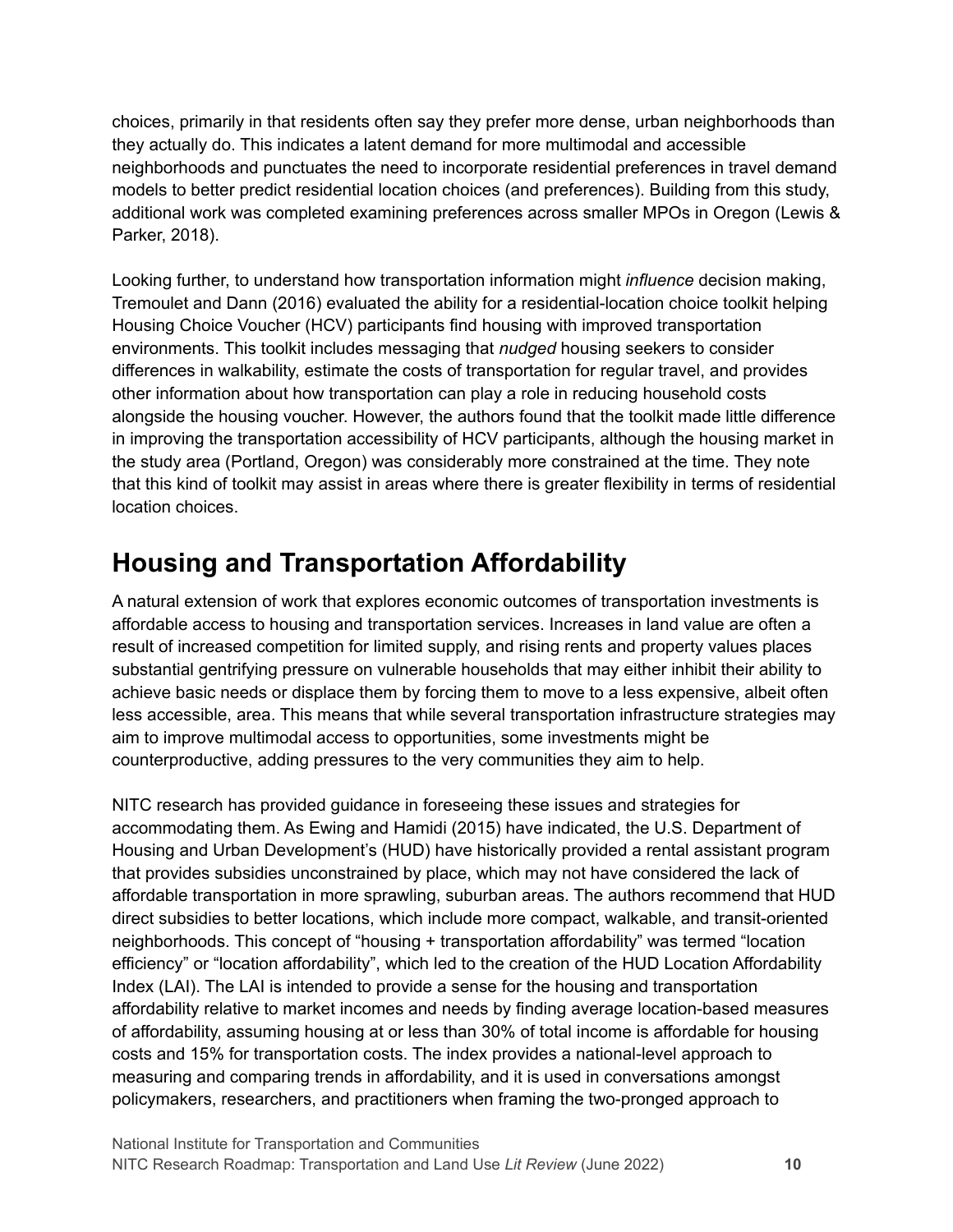choices, primarily in that residents often say they prefer more dense, urban neighborhoods than they actually do. This indicates a latent demand for more multimodal and accessible neighborhoods and punctuates the need to incorporate residential preferences in travel demand models to better predict residential location choices (and preferences). Building from this study, additional work was completed examining preferences across smaller MPOs in Oregon (Lewis & Parker, 2018).

Looking further, to understand how transportation information might *influence* decision making, Tremoulet and Dann (2016) evaluated the ability for a residential-location choice toolkit helping Housing Choice Voucher (HCV) participants find housing with improved transportation environments. This toolkit includes messaging that *nudged* housing seekers to consider differences in walkability, estimate the costs of transportation for regular travel, and provides other information about how transportation can play a role in reducing household costs alongside the housing voucher. However, the authors found that the toolkit made little difference in improving the transportation accessibility of HCV participants, although the housing market in the study area (Portland, Oregon) was considerably more constrained at the time. They note that this kind of toolkit may assist in areas where there is greater flexibility in terms of residential location choices.

## Housing and Transportation Affordability

A natural extension of work that explores economic outcomes of transportation investments is affordable access to housing and transportation services. Increases in land value are often a result of increased competition for limited supply, and rising rents and property values places substantial gentrifying pressure on vulnerable households that may either inhibit their ability to achieve basic needs or displace them by forcing them to move to a less expensive, albeit often less accessible, area. This means that while several transportation infrastructure strategies may aim to improve multimodal access to opportunities, some investments might be counterproductive, adding pressures to the very communities they aim to help.

NITC research has provided guidance in foreseeing these issues and strategies for accommodating them. As Ewing and Hamidi (2015) have indicated, the U.S. Department of Housing and Urban Development's (HUD) have historically provided a rental assistant program that provides subsidies unconstrained by place, which may not have considered the lack of affordable transportation in more sprawling, suburban areas. The authors recommend that HUD direct subsidies to better locations, which include more compact, walkable, and transit-oriented neighborhoods. This concept of "housing + transportation affordability" was termed "location efficiency" or "location affordability", which led to the creation of the HUD Location Affordability Index (LAI). The LAI is intended to provide a sense for the housing and transportation affordability relative to market incomes and needs by finding average location-based measures of affordability, assuming housing at or less than 30% of total income is affordable for housing costs and 15% for transportation costs. The index provides a national-level approach to measuring and comparing trends in affordability, and it is used in conversations amongst policymakers, researchers, and practitioners when framing the two-pronged approach to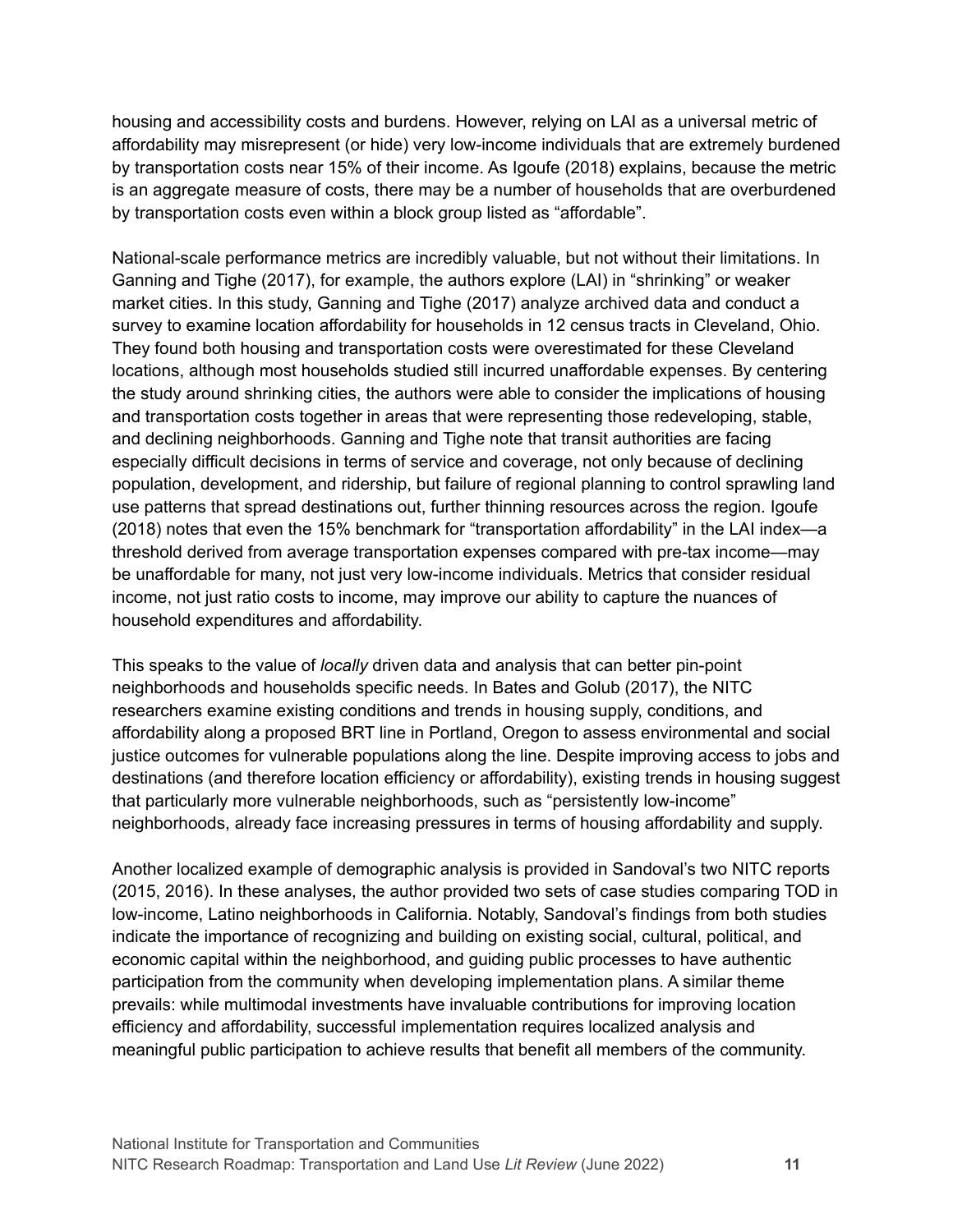housing and accessibility costs and burdens. However, relying on LAI as a universal metric of affordability may misrepresent (or hide) very low-income individuals that are extremely burdened by transportation costs near 15% of their income. As Igoufe (2018) explains, because the metric is an aggregate measure of costs, there may be a number of households that are overburdened by transportation costs even within a block group listed as "affordable".

National-scale performance metrics are incredibly valuable, but not without their limitations. In Ganning and Tighe (2017), for example, the authors explore (LAI) in "shrinking" or weaker market cities. In this study, Ganning and Tighe (2017) analyze archived data and conduct a survey to examine location affordability for households in 12 census tracts in Cleveland, Ohio. They found both housing and transportation costs were overestimated for these Cleveland locations, although most households studied still incurred unaffordable expenses. By centering the study around shrinking cities, the authors were able to consider the implications of housing and transportation costs together in areas that were representing those redeveloping, stable, and declining neighborhoods. Ganning and Tighe note that transit authorities are facing especially difficult decisions in terms of service and coverage, not only because of declining population, development, and ridership, but failure of regional planning to control sprawling land use patterns that spread destinations out, further thinning resources across the region. Igoufe (2018) notes that even the 15% benchmark for "transportation affordability" in the LAI index—a threshold derived from average transportation expenses compared with pre-tax income—may be unaffordable for many, not just very low-income individuals. Metrics that consider residual income, not just ratio costs to income, may improve our ability to capture the nuances of household expenditures and affordability.

This speaks to the value of *locally* driven data and analysis that can better pin-point neighborhoods and households specific needs. In Bates and Golub (2017), the NITC researchers examine existing conditions and trends in housing supply, conditions, and affordability along a proposed BRT line in Portland, Oregon to assess environmental and social justice outcomes for vulnerable populations along the line. Despite improving access to jobs and destinations (and therefore location efficiency or affordability), existing trends in housing suggest that particularly more vulnerable neighborhoods, such as "persistently low-income" neighborhoods, already face increasing pressures in terms of housing affordability and supply.

Another localized example of demographic analysis is provided in Sandoval's two NITC reports (2015, 2016). In these analyses, the author provided two sets of case studies comparing TOD in low-income, Latino neighborhoods in California. Notably, Sandoval's findings from both studies indicate the importance of recognizing and building on existing social, cultural, political, and economic capital within the neighborhood, and guiding public processes to have authentic participation from the community when developing implementation plans. A similar theme prevails: while multimodal investments have invaluable contributions for improving location efficiency and affordability, successful implementation requires localized analysis and meaningful public participation to achieve results that benefit all members of the community.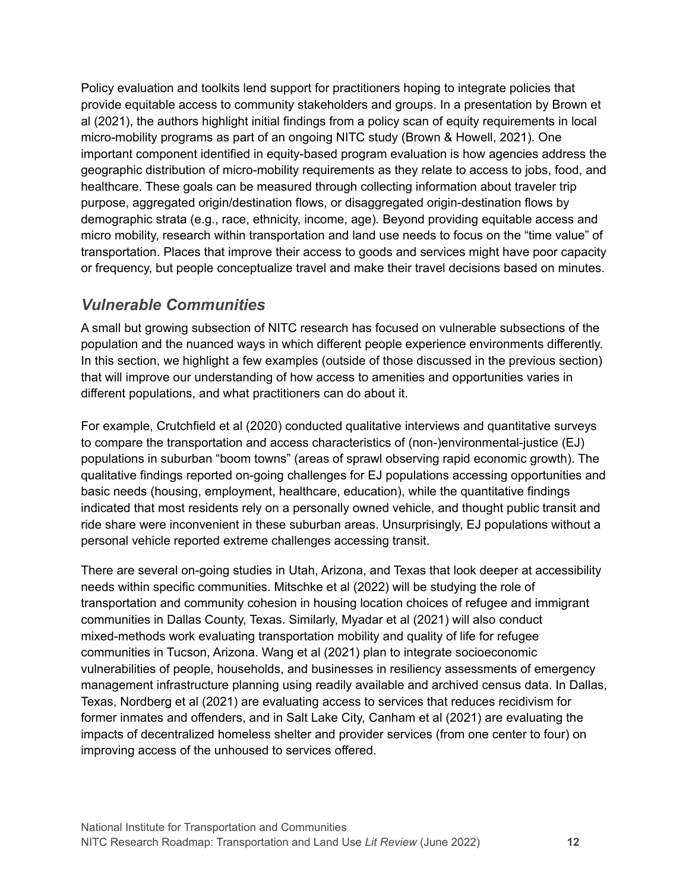Policy evaluation and toolkits lend support for practitioners hoping to integrate policies that provide equitable access to community stakeholders and groups. In a presentation by Brown et al (2021), the authors highlight initial findings from a policy scan of equity requirements in local micro-mobility programs as part of an ongoing NITC study (Brown & Howell, 2021). One important component identified in equity-based program evaluation is how agencies address the geographic distribution of micro-mobility requirements as they relate to access to jobs, food, and healthcare. These goals can be measured through collecting information about traveler trip purpose, aggregated origin/destination flows, or disaggregated origin-destination flows by demographic strata (e.g., race, ethnicity, income, age). Beyond providing equitable access and micro mobility, research within transportation and land use needs to focus on the "time value" of transportation. Places that improve their access to goods and services might have poor capacity or frequency, but people conceptualize travel and make their travel decisions based on minutes.

## *Vulnerable Communities*

A small but growing subsection of NITC research has focused on vulnerable subsections of the population and the nuanced ways in which different people experience environments differently. In this section, we highlight a few examples (outside of those discussed in the previous section) that will improve our understanding of how access to amenities and opportunities varies in different populations, and what practitioners can do about it.

For example, Crutchfield et al (2020) conducted qualitative interviews and quantitative surveys to compare the transportation and access characteristics of (non-)environmental-justice (EJ) populations in suburban "boom towns" (areas of sprawl observing rapid economic growth). The qualitative findings reported on-going challenges for EJ populations accessing opportunities and basic needs (housing, employment, healthcare, education), while the quantitative findings indicated that most residents rely on a personally owned vehicle, and thought public transit and ride share were inconvenient in these suburban areas. Unsurprisingly, EJ populations without a personal vehicle reported extreme challenges accessing transit.

There are several on-going studies in Utah, Arizona, and Texas that look deeper at accessibility needs within specific communities. Mitschke et al (2022) will be studying the role of transportation and community cohesion in housing location choices of refugee and immigrant communities in Dallas County, Texas. Similarly, Myadar et al (2021) will also conduct mixed-methods work evaluating transportation mobility and quality of life for refugee communities in Tucson, Arizona. Wang et al (2021) plan to integrate socioeconomic vulnerabilities of people, households, and businesses in resiliency assessments of emergency management infrastructure planning using readily available and archived census data. In Dallas, Texas, Nordberg et al (2021) are evaluating access to services that reduces recidivism for former inmates and offenders, and in Salt Lake City, Canham et al (2021) are evaluating the impacts of decentralized homeless shelter and provider services (from one center to four) on improving access of the unhoused to services offered.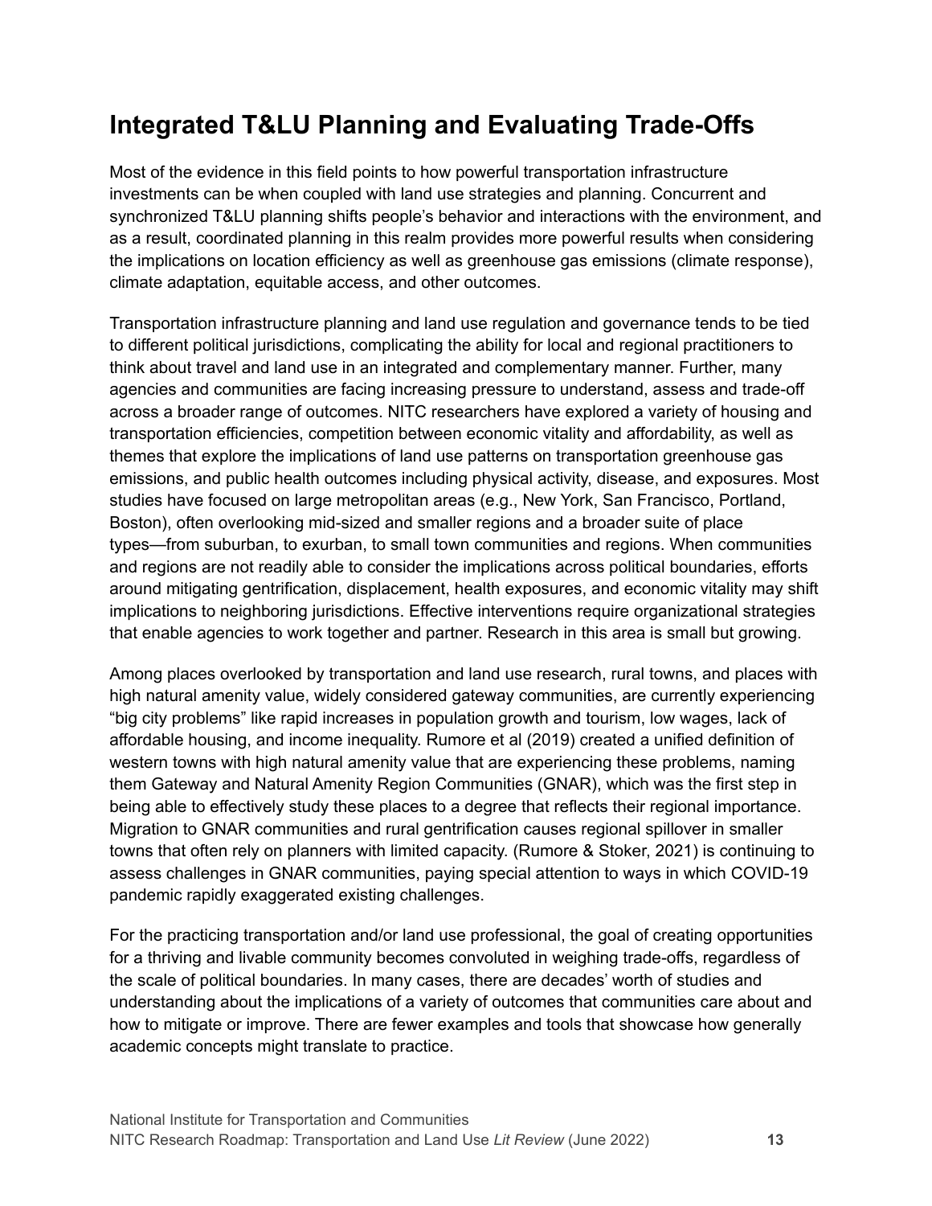## Integrated T&LU Planning and Evaluating Trade-Offs

Most of the evidence in this field points to how powerful transportation infrastructure investments can be when coupled with land use strategies and planning. Concurrent and synchronized T&LU planning shifts people's behavior and interactions with the environment, and as a result, coordinated planning in this realm provides more powerful results when considering the implications on location efficiency as well as greenhouse gas emissions (climate response), climate adaptation, equitable access, and other outcomes.

Transportation infrastructure planning and land use regulation and governance tends to be tied to different political jurisdictions, complicating the ability for local and regional practitioners to think about travel and land use in an integrated and complementary manner. Further, many agencies and communities are facing increasing pressure to understand, assess and trade-off across a broader range of outcomes. NITC researchers have explored a variety of housing and transportation efficiencies, competition between economic vitality and affordability, as well as themes that explore the implications of land use patterns on transportation greenhouse gas emissions, and public health outcomes including physical activity, disease, and exposures. Most studies have focused on large metropolitan areas (e.g., New York, San Francisco, Portland, Boston), often overlooking mid-sized and smaller regions and a broader suite of place types—from suburban, to exurban, to small town communities and regions. When communities and regions are not readily able to consider the implications across political boundaries, efforts around mitigating gentrification, displacement, health exposures, and economic vitality may shift implications to neighboring jurisdictions. Effective interventions require organizational strategies that enable agencies to work together and partner. Research in this area is small but growing.

Among places overlooked by transportation and land use research, rural towns, and places with high natural amenity value, widely considered gateway communities, are currently experiencing "big city problems" like rapid increases in population growth and tourism, low wages, lack of affordable housing, and income inequality. Rumore et al (2019) created a unified definition of western towns with high natural amenity value that are experiencing these problems, naming them Gateway and Natural Amenity Region Communities (GNAR), which was the first step in being able to effectively study these places to a degree that reflects their regional importance. Migration to GNAR communities and rural gentrification causes regional spillover in smaller towns that often rely on planners with limited capacity. (Rumore & Stoker, 2021) is continuing to assess challenges in GNAR communities, paying special attention to ways in which COVID-19 pandemic rapidly exaggerated existing challenges.

For the practicing transportation and/or land use professional, the goal of creating opportunities for a thriving and livable community becomes convoluted in weighing trade-offs, regardless of the scale of political boundaries. In many cases, there are decades' worth of studies and understanding about the implications of a variety of outcomes that communities care about and how to mitigate or improve. There are fewer examples and tools that showcase how generally academic concepts might translate to practice.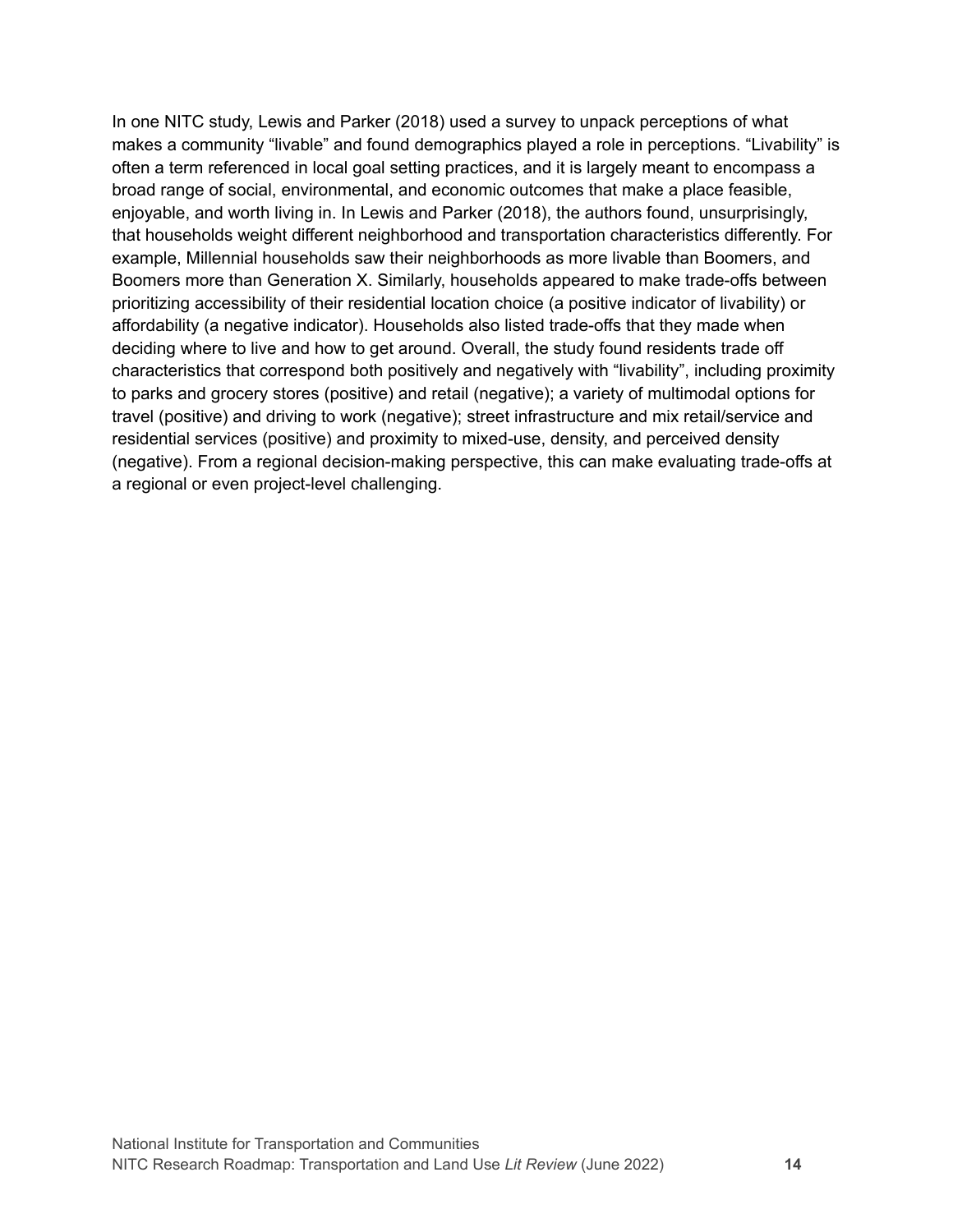In one NITC study, Lewis and Parker (2018) used a survey to unpack perceptions of what makes a community "livable" and found demographics played a role in perceptions. "Livability" is often a term referenced in local goal setting practices, and it is largely meant to encompass a broad range of social, environmental, and economic outcomes that make a place feasible, enjoyable, and worth living in. In Lewis and Parker (2018), the authors found, unsurprisingly, that households weight different neighborhood and transportation characteristics differently. For example, Millennial households saw their neighborhoods as more livable than Boomers, and Boomers more than Generation X. Similarly, households appeared to make trade-offs between prioritizing accessibility of their residential location choice (a positive indicator of livability) or affordability (a negative indicator). Households also listed trade-offs that they made when deciding where to live and how to get around. Overall, the study found residents trade off characteristics that correspond both positively and negatively with "livability", including proximity to parks and grocery stores (positive) and retail (negative); a variety of multimodal options for travel (positive) and driving to work (negative); street infrastructure and mix retail/service and residential services (positive) and proximity to mixed-use, density, and perceived density (negative). From a regional decision-making perspective, this can make evaluating trade-offs at a regional or even project-level challenging.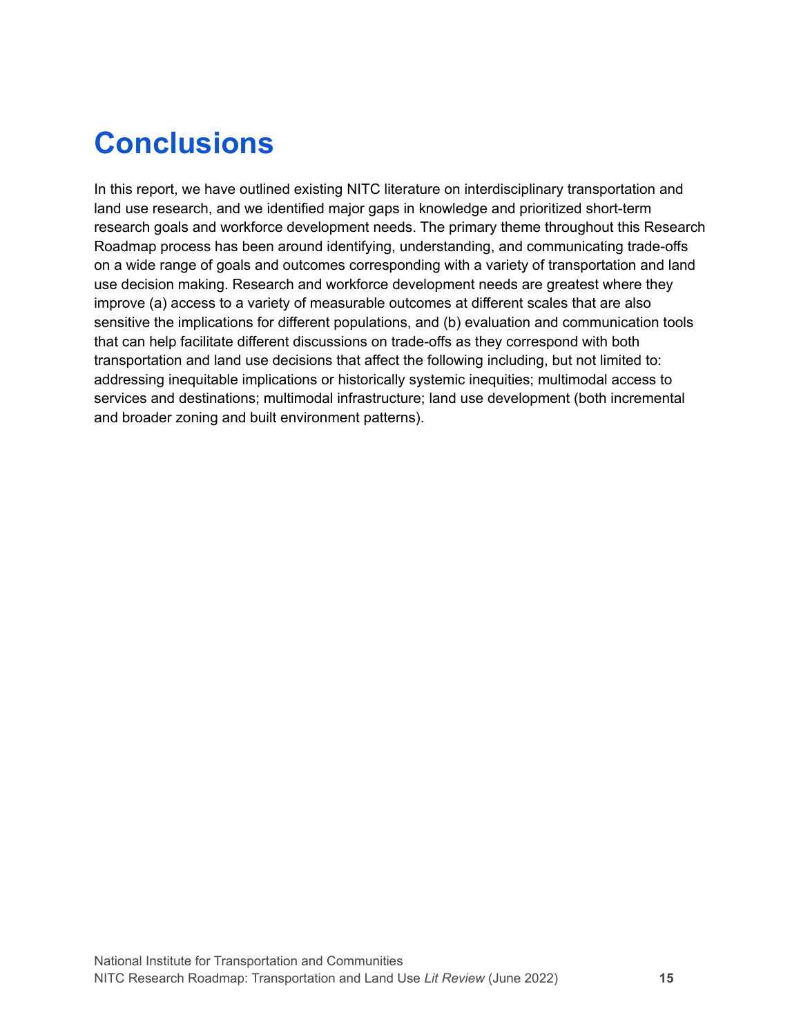# Conclusions

In this report, we have outlined existing NITC literature on interdisciplinary transportation and land use research, and we identified major gaps in knowledge and prioritized short-term research goals and workforce development needs. The primary theme throughout this Research Roadmap process has been around identifying, understanding, and communicating trade-offs on a wide range of goals and outcomes corresponding with a variety of transportation and land use decision making. Research and workforce development needs are greatest where they improve (a) access to a variety of measurable outcomes at different scales that are also sensitive the implications for different populations, and (b) evaluation and communication tools that can help facilitate different discussions on trade-offs as they correspond with both transportation and land use decisions that affect the following including, but not limited to: addressing inequitable implications or historically systemic inequities; multimodal access to services and destinations; multimodal infrastructure; land use development (both incremental and broader zoning and built environment patterns).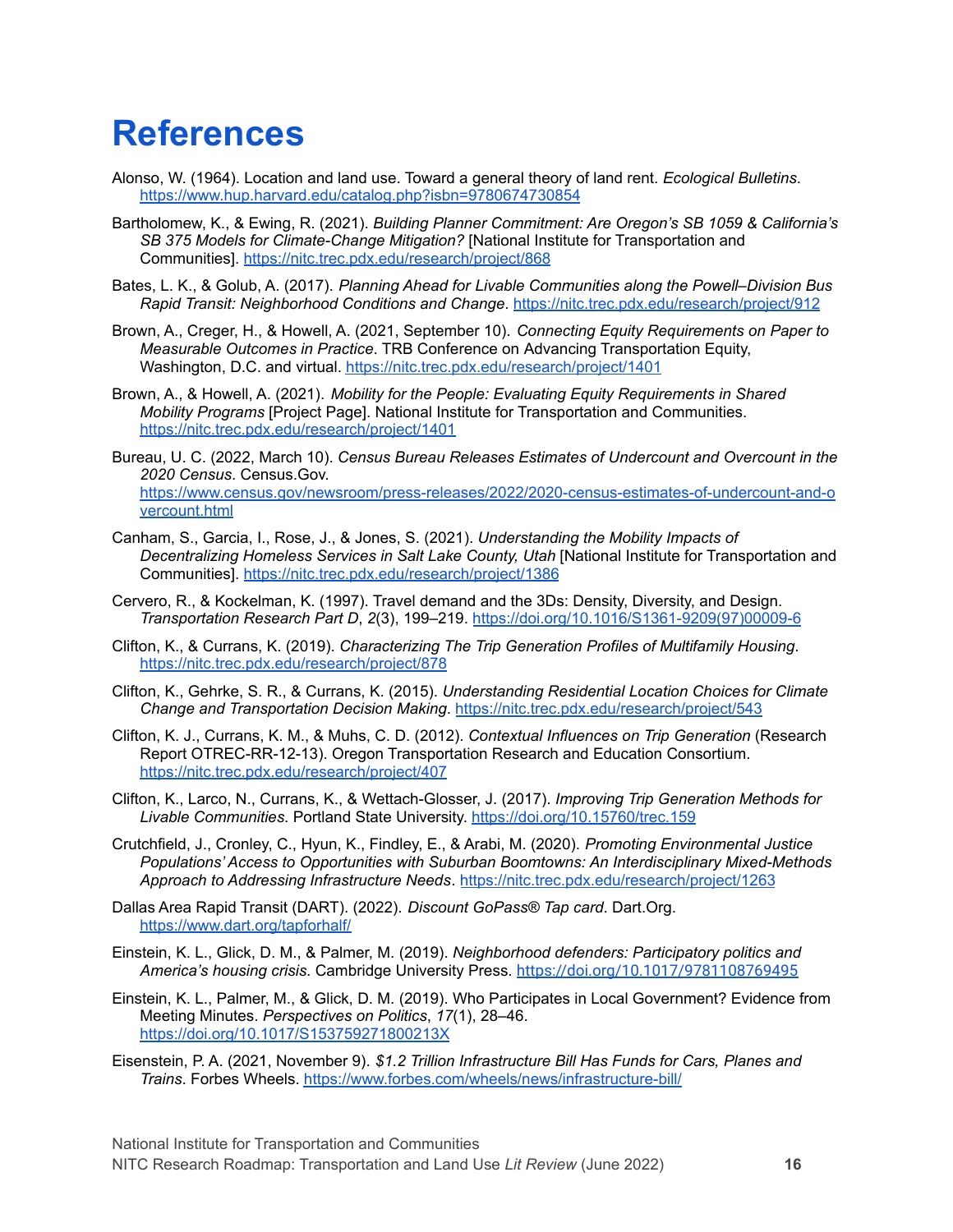# References

Alonso, W. (1964). Location and land use. Toward a general theory of land rent. *Ecological Bulletins*. https://www.hup.harvard.edu/catalog.php?isbn=9780674730854

Bartholomew, K., & Ewing, R. (2021). *Building Planner Commitment: Are Oregon's SB 1059 & California's SB 375 Models for Climate-Change Mitigation?* [National Institute for Transportation and Communities]. https://nitc.trec.pdx.edu/research/project/868

Bates, L. K., & Golub, A. (2017). *Planning Ahead for Livable Communities along the Powell–Division Bus Rapid Transit: Neighborhood Conditions and Change*. https://nitc.trec.pdx.edu/research/project/912

Brown, A., Creger, H., & Howell, A. (2021, September 10). *Connecting Equity Requirements on Paper to Measurable Outcomes in Practice*. TRB Conference on Advancing Transportation Equity, Washington, D.C. and virtual. https://nitc.trec.pdx.edu/research/project/1401

Brown, A., & Howell, A. (2021). *Mobility for the People: Evaluating Equity Requirements in Shared Mobility Programs* [Project Page]. National Institute for Transportation and Communities. https://nitc.trec.pdx.edu/research/project/1401

Bureau, U. C. (2022, March 10). *Census Bureau Releases Estimates of Undercount and Overcount in the 2020 Census*. Census.Gov. https://www.census.gov/newsroom/press-releases/2022/2020-census-estimates-of-undercount-and-overcount.html

Canham, S., Garcia, I., Rose, J., & Jones, S. (2021). *Understanding the Mobility Impacts of Decentralizing Homeless Services in Salt Lake County, Utah* [National Institute for Transportation and Communities]. https://nitc.trec.pdx.edu/research/project/1386

Cervero, R., & Kockelman, K. (1997). Travel demand and the 3Ds: Density, Diversity, and Design. *Transportation Research Part D*, *2*(3), 199–219. https://doi.org/10.1016/S1361-9209(97)00009-6

Clifton, K., & Currans, K. (2019). *Characterizing The Trip Generation Profiles of Multifamily Housing*. https://nitc.trec.pdx.edu/research/project/878

Clifton, K., Gehrke, S. R., & Currans, K. (2015). *Understanding Residential Location Choices for Climate Change and Transportation Decision Making*. https://nitc.trec.pdx.edu/research/project/543

Clifton, K. J., Currans, K. M., & Muhs, C. D. (2012). *Contextual Influences on Trip Generation* (Research Report OTREC-RR-12-13). Oregon Transportation Research and Education Consortium. https://nitc.trec.pdx.edu/research/project/407

Clifton, K., Larco, N., Currans, K., & Wettach-Glosser, J. (2017). *Improving Trip Generation Methods for Livable Communities*. Portland State University. https://doi.org/10.15760/trec.159

Crutchfield, J., Cronley, C., Hyun, K., Findley, E., & Arabi, M. (2020). *Promoting Environmental Justice Populations' Access to Opportunities with Suburban Boomtowns: An Interdisciplinary Mixed-Methods Approach to Addressing Infrastructure Needs*. https://nitc.trec.pdx.edu/research/project/1263

Dallas Area Rapid Transit (DART). (2022). *Discount GoPass® Tap card*. Dart.Org. https://www.dart.org/tapforhalf/

Einstein, K. L., Glick, D. M., & Palmer, M. (2019). *Neighborhood defenders: Participatory politics and America's housing crisis*. Cambridge University Press. https://doi.org/10.1017/9781108769495

Einstein, K. L., Palmer, M., & Glick, D. M. (2019). Who Participates in Local Government? Evidence from Meeting Minutes. *Perspectives on Politics*, *17*(1), 28–46. https://doi.org/10.1017/S153759271800213X

Eisenstein, P. A. (2021, November 9). *$1.2 Trillion Infrastructure Bill Has Funds for Cars, Planes and Trains*. Forbes Wheels. https://www.forbes.com/wheels/news/infrastructure-bill/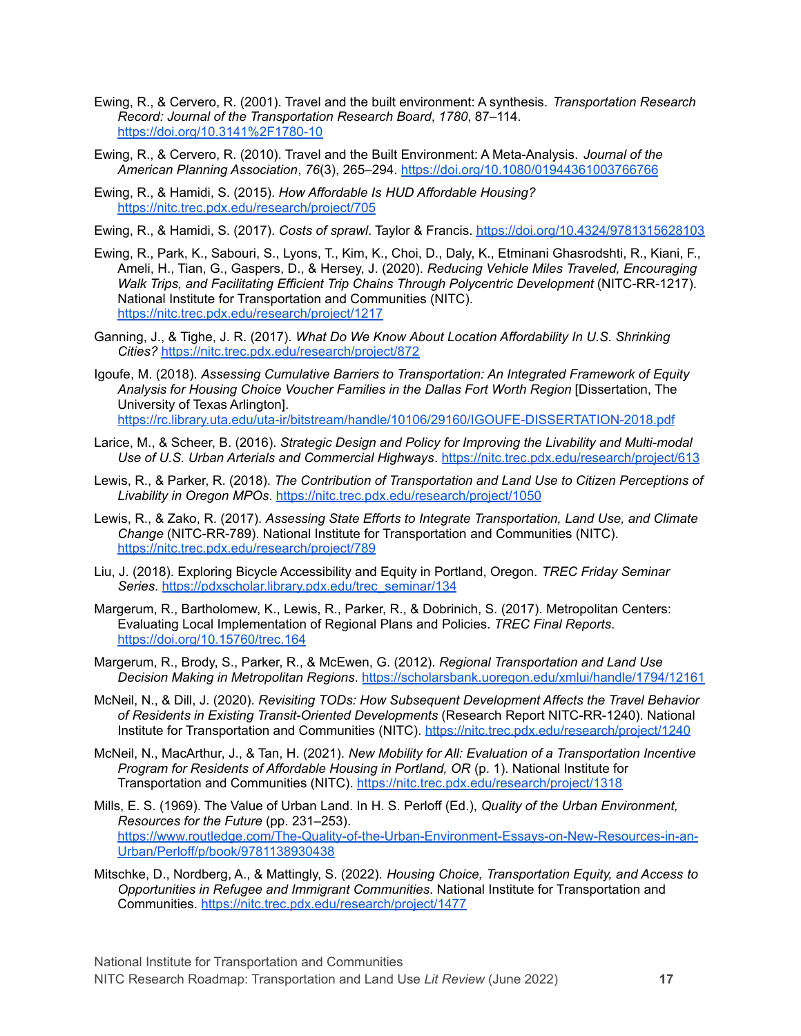Ewing, R., & Cervero, R. (2001). Travel and the built environment: A synthesis. *Transportation Research Record: Journal of the Transportation Research Board*, *1780*, 87–114. https://doi.org/10.3141%2F1780-10

Ewing, R., & Cervero, R. (2010). Travel and the Built Environment: A Meta-Analysis. *Journal of the American Planning Association*, *76*(3), 265–294. https://doi.org/10.1080/01944361003766766

Ewing, R., & Hamidi, S. (2015). *How Affordable Is HUD Affordable Housing?* https://nitc.trec.pdx.edu/research/project/705

Ewing, R., & Hamidi, S. (2017). *Costs of sprawl*. Taylor & Francis. https://doi.org/10.4324/9781315628103

Ewing, R., Park, K., Sabouri, S., Lyons, T., Kim, K., Choi, D., Daly, K., Etminani Ghasrodshti, R., Kiani, F., Ameli, H., Tian, G., Gaspers, D., & Hersey, J. (2020). *Reducing Vehicle Miles Traveled, Encouraging Walk Trips, and Facilitating Efficient Trip Chains Through Polycentric Development* (NITC-RR-1217). National Institute for Transportation and Communities (NITC). https://nitc.trec.pdx.edu/research/project/1217

Ganning, J., & Tighe, J. R. (2017). *What Do We Know About Location Affordability In U.S. Shrinking Cities?* https://nitc.trec.pdx.edu/research/project/872

Igoufe, M. (2018). *Assessing Cumulative Barriers to Transportation: An Integrated Framework of Equity Analysis for Housing Choice Voucher Families in the Dallas Fort Worth Region* [Dissertation, The University of Texas Arlington]. https://rc.library.uta.edu/uta-ir/bitstream/handle/10106/29160/IGOUFE-DISSERTATION-2018.pdf

Larice, M., & Scheer, B. (2016). *Strategic Design and Policy for Improving the Livability and Multi-modal Use of U.S. Urban Arterials and Commercial Highways*. https://nitc.trec.pdx.edu/research/project/613

Lewis, R., & Parker, R. (2018). *The Contribution of Transportation and Land Use to Citizen Perceptions of Livability in Oregon MPOs*. https://nitc.trec.pdx.edu/research/project/1050

Lewis, R., & Zako, R. (2017). *Assessing State Efforts to Integrate Transportation, Land Use, and Climate Change* (NITC-RR-789). National Institute for Transportation and Communities (NITC). https://nitc.trec.pdx.edu/research/project/789

Liu, J. (2018). Exploring Bicycle Accessibility and Equity in Portland, Oregon. *TREC Friday Seminar Series*. https://pdxscholar.library.pdx.edu/trec_seminar/134

Margerum, R., Bartholomew, K., Lewis, R., Parker, R., & Dobrinich, S. (2017). Metropolitan Centers: Evaluating Local Implementation of Regional Plans and Policies. *TREC Final Reports*. https://doi.org/10.15760/trec.164

Margerum, R., Brody, S., Parker, R., & McEwen, G. (2012). *Regional Transportation and Land Use Decision Making in Metropolitan Regions*. https://scholarsbank.uoregon.edu/xmlui/handle/1794/12161

McNeil, N., & Dill, J. (2020). *Revisiting TODs: How Subsequent Development Affects the Travel Behavior of Residents in Existing Transit-Oriented Developments* (Research Report NITC-RR-1240). National Institute for Transportation and Communities (NITC). https://nitc.trec.pdx.edu/research/project/1240

McNeil, N., MacArthur, J., & Tan, H. (2021). *New Mobility for All: Evaluation of a Transportation Incentive Program for Residents of Affordable Housing in Portland, OR* (p. 1). National Institute for Transportation and Communities (NITC). https://nitc.trec.pdx.edu/research/project/1318

Mills, E. S. (1969). The Value of Urban Land. In H. S. Perloff (Ed.), *Quality of the Urban Environment, Resources for the Future* (pp. 231–253). https://www.routledge.com/The-Quality-of-the-Urban-Environment-Essays-on-New-Resources-in-an-Urban/Perloff/p/book/9781138930438

Mitschke, D., Nordberg, A., & Mattingly, S. (2022). *Housing Choice, Transportation Equity, and Access to Opportunities in Refugee and Immigrant Communities*. National Institute for Transportation and Communities. https://nitc.trec.pdx.edu/research/project/1477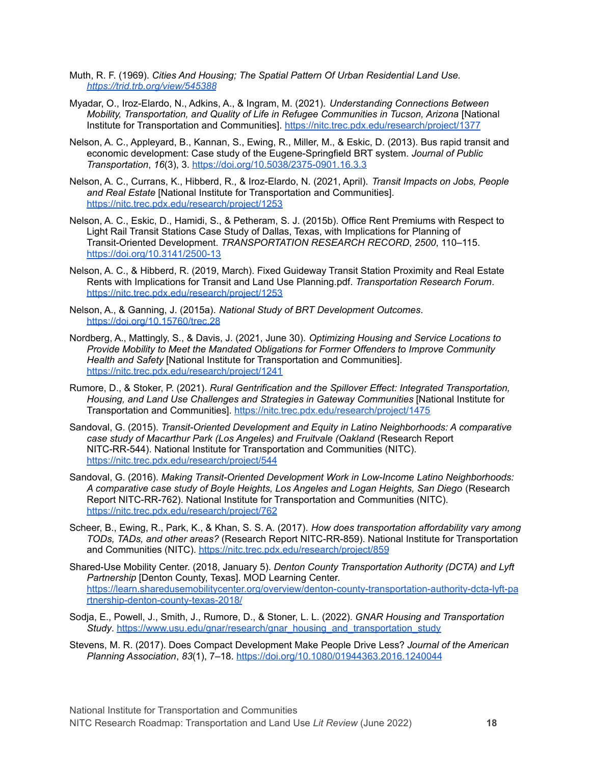Muth, R. F. (1969). *Cities And Housing; The Spatial Pattern Of Urban Residential Land Use. https://trid.trb.org/view/545388*

Myadar, O., Iroz-Elardo, N., Adkins, A., & Ingram, M. (2021). *Understanding Connections Between Mobility, Transportation, and Quality of Life in Refugee Communities in Tucson, Arizona* [National Institute for Transportation and Communities]. https://nitc.trec.pdx.edu/research/project/1377

Nelson, A. C., Appleyard, B., Kannan, S., Ewing, R., Miller, M., & Eskic, D. (2013). Bus rapid transit and economic development: Case study of the Eugene-Springfield BRT system. *Journal of Public Transportation*, *16*(3), 3. https://doi.org/10.5038/2375-0901.16.3.3

Nelson, A. C., Currans, K., Hibberd, R., & Iroz-Elardo, N. (2021, April). *Transit Impacts on Jobs, People and Real Estate* [National Institute for Transportation and Communities]. https://nitc.trec.pdx.edu/research/project/1253

Nelson, A. C., Eskic, D., Hamidi, S., & Petheram, S. J. (2015b). Office Rent Premiums with Respect to Light Rail Transit Stations Case Study of Dallas, Texas, with Implications for Planning of Transit-Oriented Development. *TRANSPORTATION RESEARCH RECORD*, *2500*, 110–115. https://doi.org/10.3141/2500-13

Nelson, A. C., & Hibberd, R. (2019, March). Fixed Guideway Transit Station Proximity and Real Estate Rents with Implications for Transit and Land Use Planning.pdf. *Transportation Research Forum*. https://nitc.trec.pdx.edu/research/project/1253

Nelson, A., & Ganning, J. (2015a). *National Study of BRT Development Outcomes*. https://doi.org/10.15760/trec.28

Nordberg, A., Mattingly, S., & Davis, J. (2021, June 30). *Optimizing Housing and Service Locations to Provide Mobility to Meet the Mandated Obligations for Former Offenders to Improve Community Health and Safety* [National Institute for Transportation and Communities]. https://nitc.trec.pdx.edu/research/project/1241

Rumore, D., & Stoker, P. (2021). *Rural Gentrification and the Spillover Effect: Integrated Transportation, Housing, and Land Use Challenges and Strategies in Gateway Communities* [National Institute for Transportation and Communities]. https://nitc.trec.pdx.edu/research/project/1475

Sandoval, G. (2015). *Transit-Oriented Development and Equity in Latino Neighborhoods: A comparative case study of Macarthur Park (Los Angeles) and Fruitvale (Oakland* (Research Report NITC-RR-544). National Institute for Transportation and Communities (NITC). https://nitc.trec.pdx.edu/research/project/544

Sandoval, G. (2016). *Making Transit-Oriented Development Work in Low-Income Latino Neighborhoods: A comparative case study of Boyle Heights, Los Angeles and Logan Heights, San Diego* (Research Report NITC-RR-762). National Institute for Transportation and Communities (NITC). https://nitc.trec.pdx.edu/research/project/762

Scheer, B., Ewing, R., Park, K., & Khan, S. S. A. (2017). *How does transportation affordability vary among TODs, TADs, and other areas?* (Research Report NITC-RR-859). National Institute for Transportation and Communities (NITC). https://nitc.trec.pdx.edu/research/project/859

Shared-Use Mobility Center. (2018, January 5). *Denton County Transportation Authority (DCTA) and Lyft Partnership* [Denton County, Texas]. MOD Learning Center. https://learn.sharedusemobilitycenter.org/overview/denton-county-transportation-authority-dcta-lyft-partnership-denton-county-texas-2018/

Sodja, E., Powell, J., Smith, J., Rumore, D., & Stoner, L. L. (2022). *GNAR Housing and Transportation Study*. https://www.usu.edu/gnar/research/gnar_housing_and_transportation_study

Stevens, M. R. (2017). Does Compact Development Make People Drive Less? *Journal of the American Planning Association*, *83*(1), 7–18. https://doi.org/10.1080/01944363.2016.1240044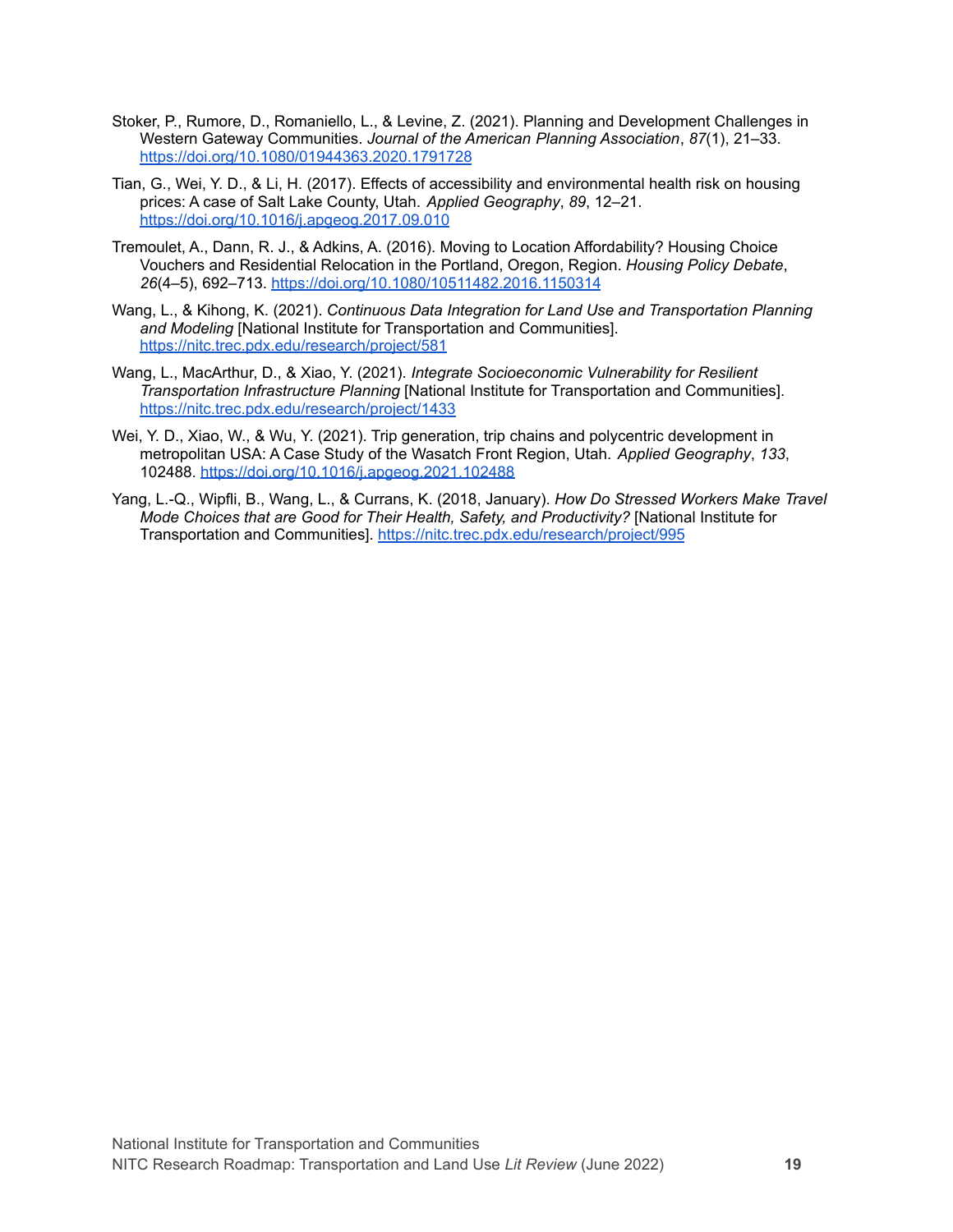Stoker, P., Rumore, D., Romaniello, L., & Levine, Z. (2021). Planning and Development Challenges in Western Gateway Communities. *Journal of the American Planning Association*, *87*(1), 21–33. https://doi.org/10.1080/01944363.2020.1791728

Tian, G., Wei, Y. D., & Li, H. (2017). Effects of accessibility and environmental health risk on housing prices: A case of Salt Lake County, Utah. *Applied Geography*, *89*, 12–21. https://doi.org/10.1016/j.apgeog.2017.09.010

Tremoulet, A., Dann, R. J., & Adkins, A. (2016). Moving to Location Affordability? Housing Choice Vouchers and Residential Relocation in the Portland, Oregon, Region. *Housing Policy Debate*, *26*(4–5), 692–713. https://doi.org/10.1080/10511482.2016.1150314

Wang, L., & Kihong, K. (2021). *Continuous Data Integration for Land Use and Transportation Planning and Modeling* [National Institute for Transportation and Communities]. https://nitc.trec.pdx.edu/research/project/581

Wang, L., MacArthur, D., & Xiao, Y. (2021). *Integrate Socioeconomic Vulnerability for Resilient Transportation Infrastructure Planning* [National Institute for Transportation and Communities]. https://nitc.trec.pdx.edu/research/project/1433

Wei, Y. D., Xiao, W., & Wu, Y. (2021). Trip generation, trip chains and polycentric development in metropolitan USA: A Case Study of the Wasatch Front Region, Utah. *Applied Geography*, *133*, 102488. https://doi.org/10.1016/j.apgeog.2021.102488

Yang, L.-Q., Wipfli, B., Wang, L., & Currans, K. (2018, January). *How Do Stressed Workers Make Travel Mode Choices that are Good for Their Health, Safety, and Productivity?* [National Institute for Transportation and Communities]. https://nitc.trec.pdx.edu/research/project/995